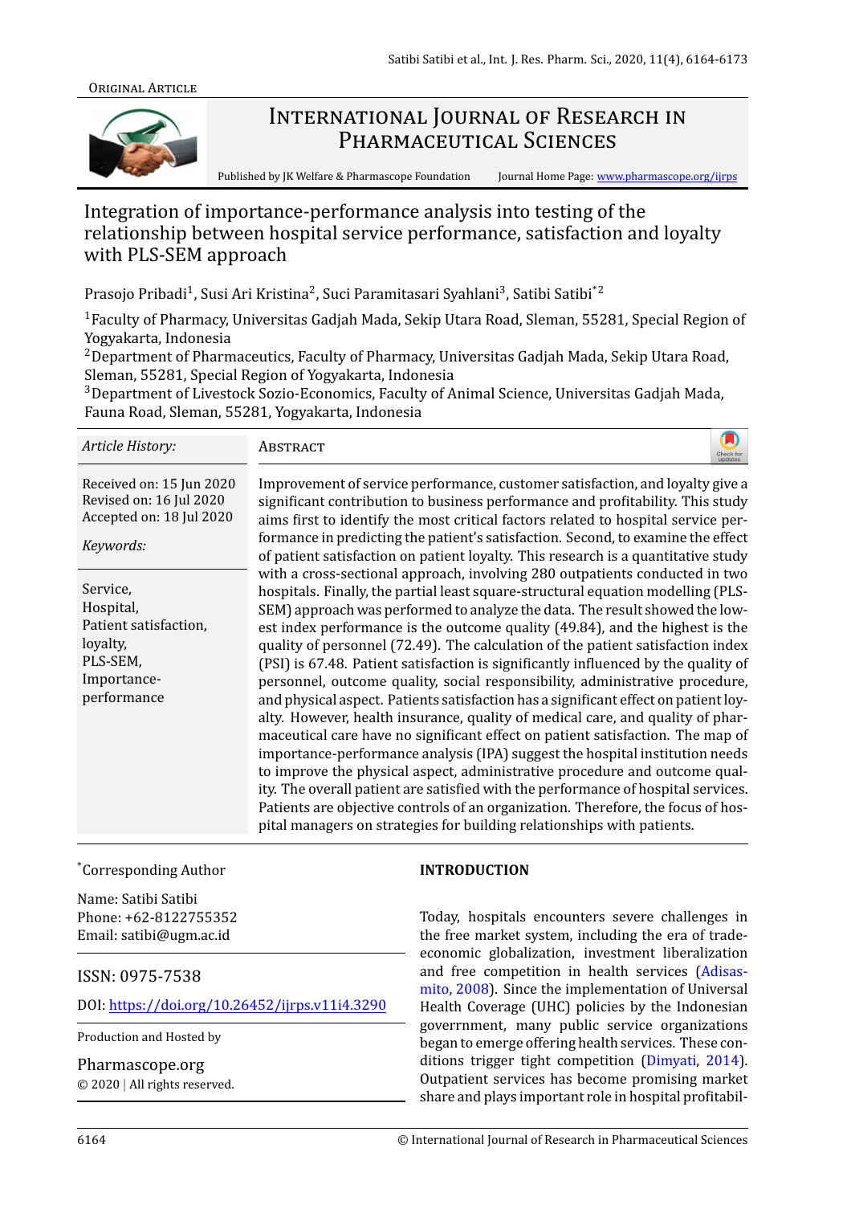Original Article

# International Journal of Research in Pharmaceutical Sciences

Published by JK Welfare & Pharmascope Foundation Journal Home Page: www.pharmascope.org/ijrps

# Integration of importance-performance analysis into testing of the relationship between hospital service performance, satisfaction and loyalty with PLS-SEM approach

Prasojo Pribadi[1], Susi Ari Kristina[2], Suci Paramitasari Syahlani[3], Satibi Satibi*[2]

[1]Faculty of Pharmacy, Universitas Gadjah Mada, Sekip Utara Road, Sleman, 55281, Special Region of Yogyakarta, Indonesia
[2]Department of Pharmaceutics, Faculty of Pharmacy, Universitas Gadjah Mada, Sekip Utara Road, Sleman, 55281, Special Region of Yogyakarta, Indonesia
[3]Department of Livestock Sozio-Economics, Faculty of Animal Science, Universitas Gadjah Mada, Fauna Road, Sleman, 55281, Yogyakarta, Indonesia

*Article History:*

Received on: 15 Jun 2020
Revised on: 16 Jul 2020
Accepted on: 18 Jul 2020

*Keywords:*

Service,
Hospital,
Patient satisfaction,
loyalty,
PLS-SEM,
Importance-performance

## Abstract

Improvement of service performance, customer satisfaction, and loyalty give a significant contribution to business performance and profitability. This study aims first to identify the most critical factors related to hospital service performance in predicting the patient's satisfaction. Second, to examine the effect of patient satisfaction on patient loyalty. This research is a quantitative study with a cross-sectional approach, involving 280 outpatients conducted in two hospitals. Finally, the partial least square-structural equation modelling (PLS-SEM) approach was performed to analyze the data. The result showed the lowest index performance is the outcome quality (49.84), and the highest is the quality of personnel (72.49). The calculation of the patient satisfaction index (PSI) is 67.48. Patient satisfaction is significantly influenced by the quality of personnel, outcome quality, social responsibility, administrative procedure, and physical aspect. Patients satisfaction has a significant effect on patient loyalty. However, health insurance, quality of medical care, and quality of pharmaceutical care have no significant effect on patient satisfaction. The map of importance-performance analysis (IPA) suggest the hospital institution needs to improve the physical aspect, administrative procedure and outcome quality. The overall patient are satisfied with the performance of hospital services. Patients are objective controls of an organization. Therefore, the focus of hospital managers on strategies for building relationships with patients.

*Corresponding Author

Name: Satibi Satibi
Phone: +62-8122755352
Email: satibi@ugm.ac.id

ISSN: 0975-7538

DOI: https://doi.org/10.26452/ijrps.v11i4.3290

Production and Hosted by

Pharmascope.org
© 2020 | All rights reserved.

## INTRODUCTION

Today, hospitals encounters severe challenges in the free market system, including the era of trade-economic globalization, investment liberalization and free competition in health services (Adisasmito, 2008). Since the implementation of Universal Health Coverage (UHC) policies by the Indonesian goverrnment, many public service organizations began to emerge offering health services. These conditions trigger tight competition (Dimyati, 2014). Outpatient services has become promising market share and plays important role in hospital profitabil-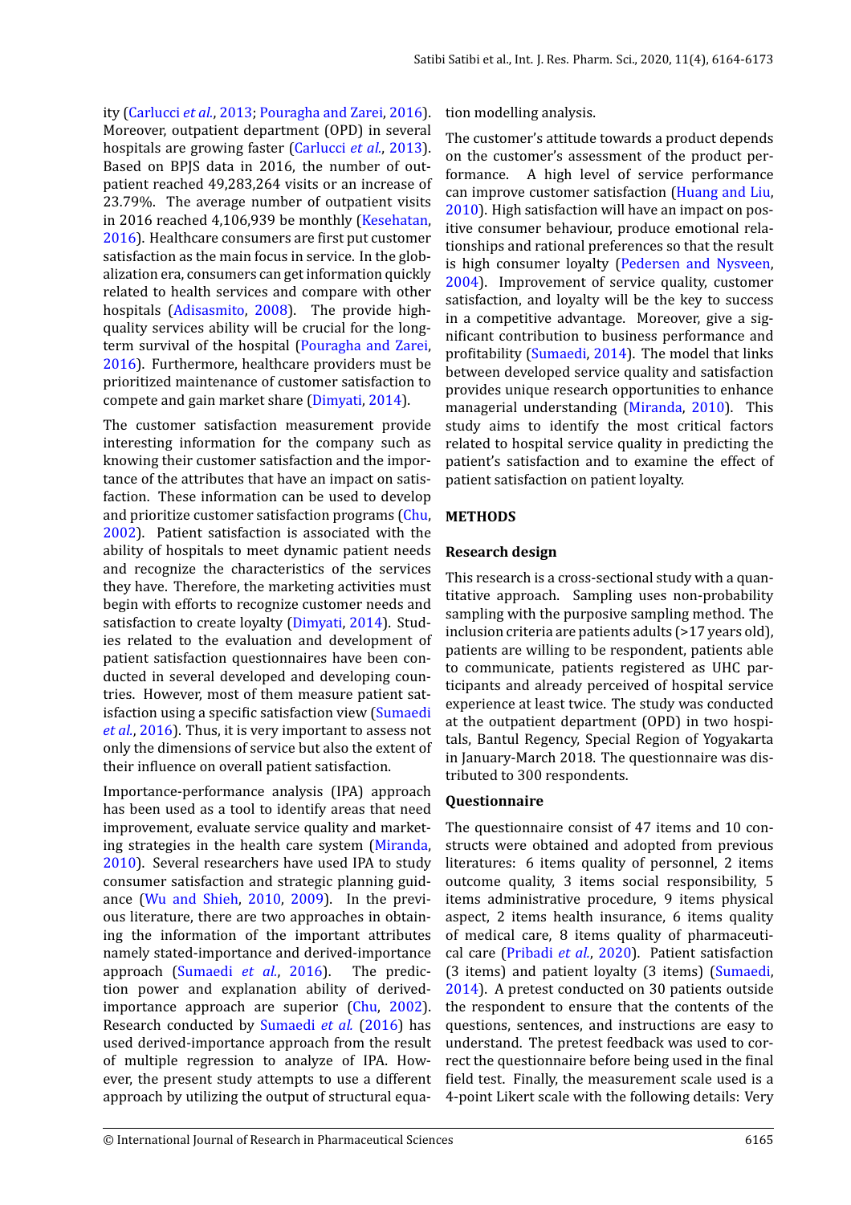ity (Carlucci *et al.*, 2013; Pouragha and Zarei, 2016). Moreover, outpatient department (OPD) in several hospitals are growing faster (Carlucci *et al.*, 2013). Based on BPJS data in 2016, the number of outpatient reached 49,283,264 visits or an increase of 23.79%. The average number of outpatient visits in 2016 reached 4,106,939 be monthly (Kesehatan, 2016). Healthcare consumers are first put customer satisfaction as the main focus in service. In the globalization era, consumers can get information quickly related to health services and compare with other hospitals (Adisasmito, 2008). The provide high-quality services ability will be crucial for the long-term survival of the hospital (Pouragha and Zarei, 2016). Furthermore, healthcare providers must be prioritized maintenance of customer satisfaction to compete and gain market share (Dimyati, 2014).

The customer satisfaction measurement provide interesting information for the company such as knowing their customer satisfaction and the importance of the attributes that have an impact on satisfaction. These information can be used to develop and prioritize customer satisfaction programs (Chu, 2002). Patient satisfaction is associated with the ability of hospitals to meet dynamic patient needs and recognize the characteristics of the services they have. Therefore, the marketing activities must begin with efforts to recognize customer needs and satisfaction to create loyalty (Dimyati, 2014). Studies related to the evaluation and development of patient satisfaction questionnaires have been conducted in several developed and developing countries. However, most of them measure patient satisfaction using a specific satisfaction view (Sumaedi *et al.*, 2016). Thus, it is very important to assess not only the dimensions of service but also the extent of their influence on overall patient satisfaction.

Importance-performance analysis (IPA) approach has been used as a tool to identify areas that need improvement, evaluate service quality and marketing strategies in the health care system (Miranda, 2010). Several researchers have used IPA to study consumer satisfaction and strategic planning guidance (Wu and Shieh, 2010, 2009). In the previous literature, there are two approaches in obtaining the information of the important attributes namely stated-importance and derived-importance approach (Sumaedi *et al.*, 2016). The prediction power and explanation ability of derived-importance approach are superior (Chu, 2002). Research conducted by Sumaedi *et al.* (2016) has used derived-importance approach from the result of multiple regression to analyze of IPA. However, the present study attempts to use a different approach by utilizing the output of structural equation modelling analysis.

The customer's attitude towards a product depends on the customer's assessment of the product performance. A high level of service performance can improve customer satisfaction (Huang and Liu, 2010). High satisfaction will have an impact on positive consumer behaviour, produce emotional relationships and rational preferences so that the result is high consumer loyalty (Pedersen and Nysveen, 2004). Improvement of service quality, customer satisfaction, and loyalty will be the key to success in a competitive advantage. Moreover, give a significant contribution to business performance and profitability (Sumaedi, 2014). The model that links between developed service quality and satisfaction provides unique research opportunities to enhance managerial understanding (Miranda, 2010). This study aims to identify the most critical factors related to hospital service quality in predicting the patient's satisfaction and to examine the effect of patient satisfaction on patient loyalty.

## METHODS

### Research design

This research is a cross-sectional study with a quantitative approach. Sampling uses non-probability sampling with the purposive sampling method. The inclusion criteria are patients adults (>17 years old), patients are willing to be respondent, patients able to communicate, patients registered as UHC participants and already perceived of hospital service experience at least twice. The study was conducted at the outpatient department (OPD) in two hospitals, Bantul Regency, Special Region of Yogyakarta in January-March 2018. The questionnaire was distributed to 300 respondents.

### Questionnaire

The questionnaire consist of 47 items and 10 constructs were obtained and adopted from previous literatures: 6 items quality of personnel, 2 items outcome quality, 3 items social responsibility, 5 items administrative procedure, 9 items physical aspect, 2 items health insurance, 6 items quality of medical care, 8 items quality of pharmaceutical care (Pribadi *et al.*, 2020). Patient satisfaction (3 items) and patient loyalty (3 items) (Sumaedi, 2014). A pretest conducted on 30 patients outside the respondent to ensure that the contents of the questions, sentences, and instructions are easy to understand. The pretest feedback was used to correct the questionnaire before being used in the final field test. Finally, the measurement scale used is a 4-point Likert scale with the following details: Very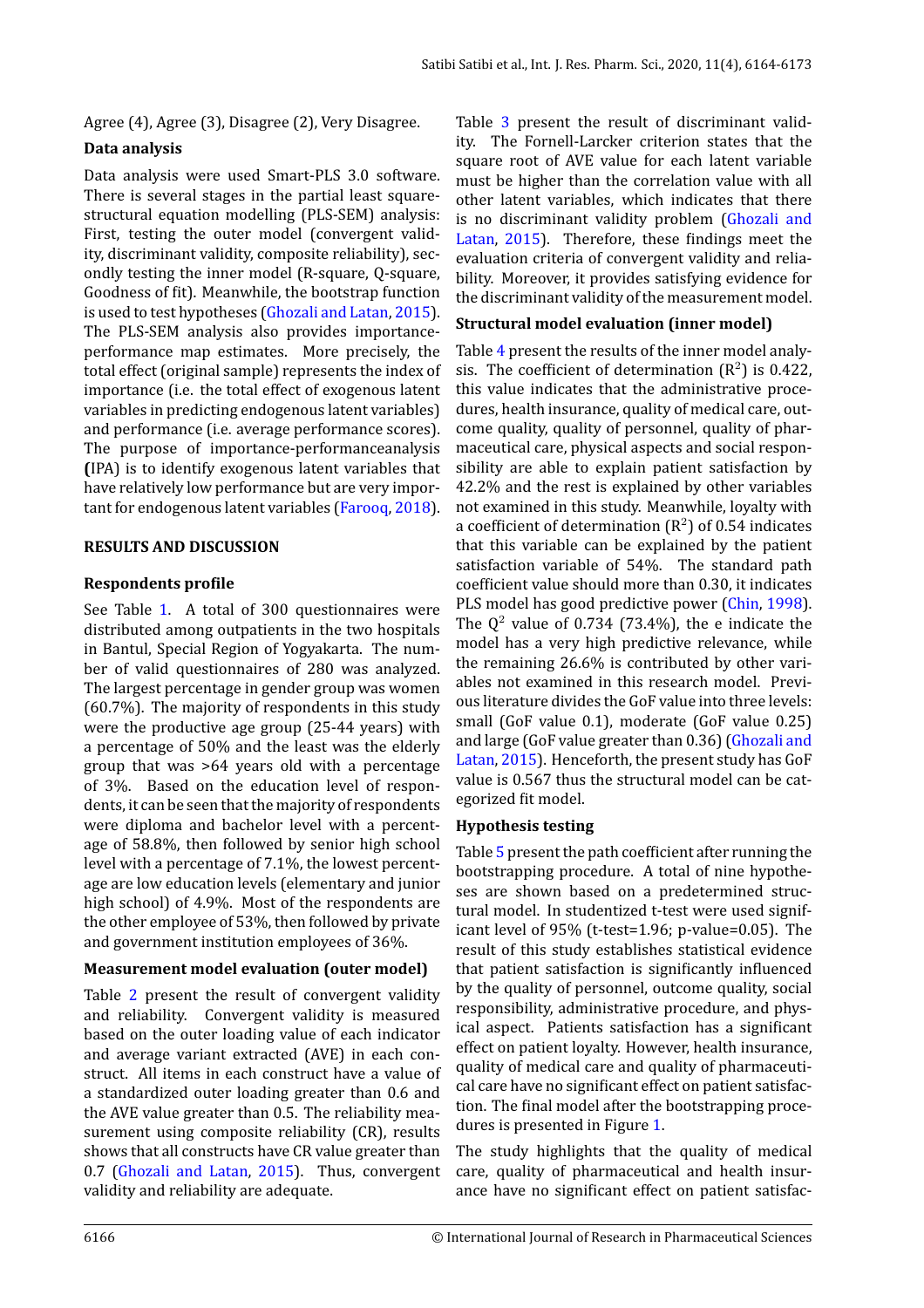Agree (4), Agree (3), Disagree (2), Very Disagree.

**Data analysis**

Data analysis were used Smart-PLS 3.0 software. There is several stages in the partial least square-structural equation modelling (PLS-SEM) analysis: First, testing the outer model (convergent validity, discriminant validity, composite reliability), secondly testing the inner model (R-square, Q-square, Goodness of fit). Meanwhile, the bootstrap function is used to test hypotheses (Ghozali and Latan, 2015). The PLS-SEM analysis also provides importance-performance map estimates. More precisely, the total effect (original sample) represents the index of importance (i.e. the total effect of exogenous latent variables in predicting endogenous latent variables) and performance (i.e. average performance scores). The purpose of importance-performanceanalysis **(**IPA) is to identify exogenous latent variables that have relatively low performance but are very important for endogenous latent variables (Farooq, 2018).

## RESULTS AND DISCUSSION

**Respondents profile**

See Table 1. A total of 300 questionnaires were distributed among outpatients in the two hospitals in Bantul, Special Region of Yogyakarta. The number of valid questionnaires of 280 was analyzed. The largest percentage in gender group was women (60.7%). The majority of respondents in this study were the productive age group (25-44 years) with a percentage of 50% and the least was the elderly group that was >64 years old with a percentage of 3%. Based on the education level of respondents, it can be seen that the majority of respondents were diploma and bachelor level with a percentage of 58.8%, then followed by senior high school level with a percentage of 7.1%, the lowest percentage are low education levels (elementary and junior high school) of 4.9%. Most of the respondents are the other employee of 53%, then followed by private and government institution employees of 36%.

**Measurement model evaluation (outer model)**

Table 2 present the result of convergent validity and reliability. Convergent validity is measured based on the outer loading value of each indicator and average variant extracted (AVE) in each construct. All items in each construct have a value of a standardized outer loading greater than 0.6 and the AVE value greater than 0.5. The reliability measurement using composite reliability (CR), results shows that all constructs have CR value greater than 0.7 (Ghozali and Latan, 2015). Thus, convergent validity and reliability are adequate.

Table 3 present the result of discriminant validity. The Fornell-Larcker criterion states that the square root of AVE value for each latent variable must be higher than the correlation value with all other latent variables, which indicates that there is no discriminant validity problem (Ghozali and Latan, 2015). Therefore, these findings meet the evaluation criteria of convergent validity and reliability. Moreover, it provides satisfying evidence for the discriminant validity of the measurement model.

**Structural model evaluation (inner model)**

Table 4 present the results of the inner model analysis. The coefficient of determination ($R^2$) is 0.422, this value indicates that the administrative procedures, health insurance, quality of medical care, outcome quality, quality of personnel, quality of pharmaceutical care, physical aspects and social responsibility are able to explain patient satisfaction by 42.2% and the rest is explained by other variables not examined in this study. Meanwhile, loyalty with a coefficient of determination ($R^2$) of 0.54 indicates that this variable can be explained by the patient satisfaction variable of 54%. The standard path coefficient value should more than 0.30, it indicates PLS model has good predictive power (Chin, 1998). The $Q^2$ value of 0.734 (73.4%), the e indicate the model has a very high predictive relevance, while the remaining 26.6% is contributed by other variables not examined in this research model. Previous literature divides the GoF value into three levels: small (GoF value 0.1), moderate (GoF value 0.25) and large (GoF value greater than 0.36) (Ghozali and Latan, 2015). Henceforth, the present study has GoF value is 0.567 thus the structural model can be categorized fit model.

**Hypothesis testing**

Table 5 present the path coefficient after running the bootstrapping procedure. A total of nine hypotheses are shown based on a predetermined structural model. In studentized t-test were used significant level of 95% (t-test=1.96; p-value=0.05). The result of this study establishes statistical evidence that patient satisfaction is significantly influenced by the quality of personnel, outcome quality, social responsibility, administrative procedure, and physical aspect. Patients satisfaction has a significant effect on patient loyalty. However, health insurance, quality of medical care and quality of pharmaceutical care have no significant effect on patient satisfaction. The final model after the bootstrapping procedures is presented in Figure 1.

The study highlights that the quality of medical care, quality of pharmaceutical and health insurance have no significant effect on patient satisfac-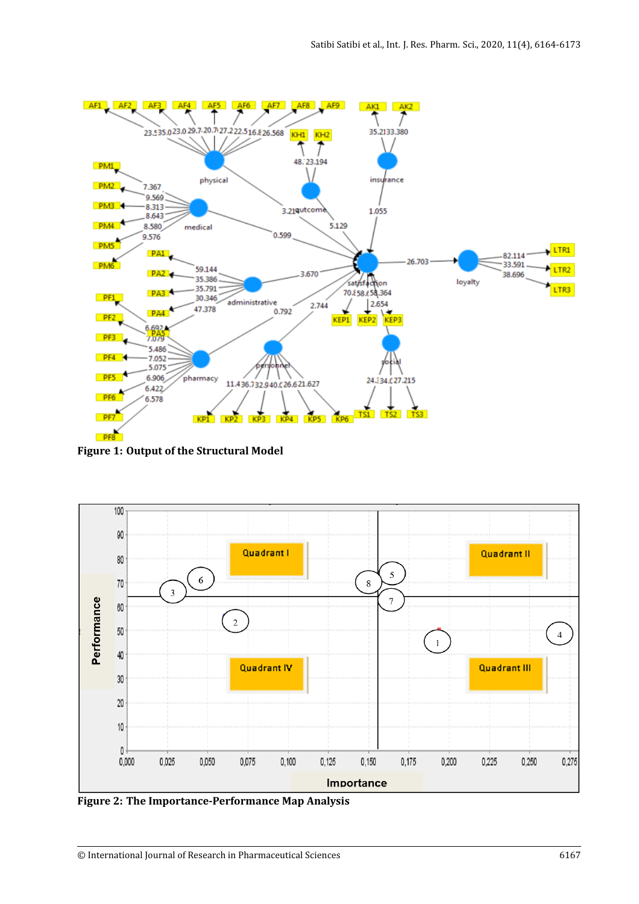Figure 1: **Output of the Structural Model**

Figure 2: **The Importance-Performance Map Analysis**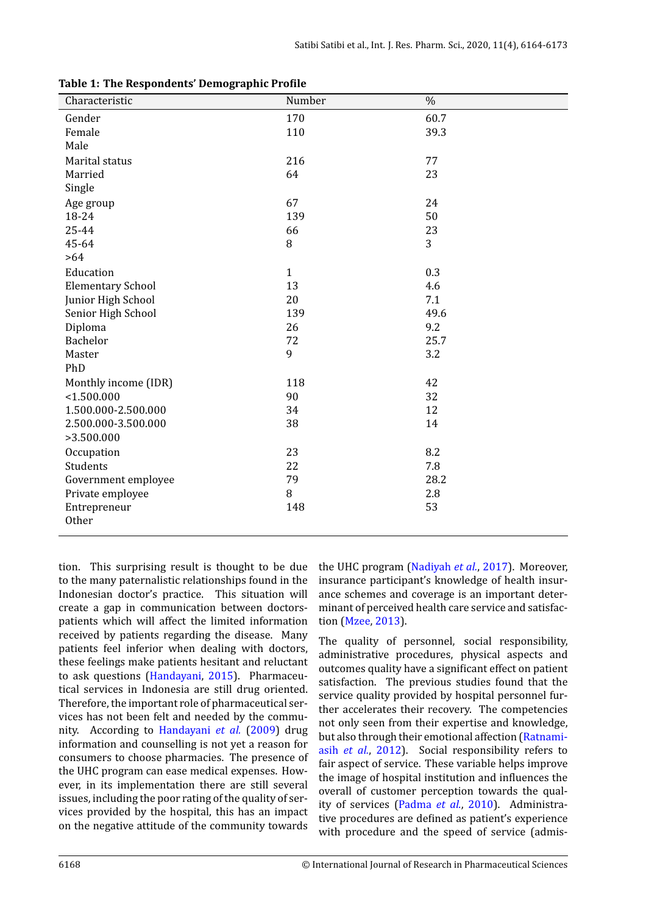**Table 1: The Respondents' Demographic Profile**

| Characteristic | Number | % |
|---|---|---|
| Gender | 170 | 60.7 |
| Female | 110 | 39.3 |
| Male | | |
| Marital status | 216 | 77 |
| Married | 64 | 23 |
| Single | | |
| Age group | 67 | 24 |
| 18-24 | 139 | 50 |
| 25-44 | 66 | 23 |
| 45-64 | 8 | 3 |
| >64 | | |
| Education | 1 | 0.3 |
| Elementary School | 13 | 4.6 |
| Junior High School | 20 | 7.1 |
| Senior High School | 139 | 49.6 |
| Diploma | 26 | 9.2 |
| Bachelor | 72 | 25.7 |
| Master | 9 | 3.2 |
| PhD | | |
| Monthly income (IDR) | 118 | 42 |
| <1.500.000 | 90 | 32 |
| 1.500.000-2.500.000 | 34 | 12 |
| 2.500.000-3.500.000 | 38 | 14 |
| >3.500.000 | | |
| Occupation | 23 | 8.2 |
| Students | 22 | 7.8 |
| Government employee | 79 | 28.2 |
| Private employee | 8 | 2.8 |
| Entrepreneur | 148 | 53 |
| Other | | |

tion. This surprising result is thought to be due to the many paternalistic relationships found in the Indonesian doctor's practice. This situation will create a gap in communication between doctors-patients which will affect the limited information received by patients regarding the disease. Many patients feel inferior when dealing with doctors, these feelings make patients hesitant and reluctant to ask questions (Handayani, 2015). Pharmaceutical services in Indonesia are still drug oriented. Therefore, the important role of pharmaceutical services has not been felt and needed by the community. According to Handayani *et al.* (2009) drug information and counselling is not yet a reason for consumers to choose pharmacies. The presence of the UHC program can ease medical expenses. However, in its implementation there are still several issues, including the poor rating of the quality of services provided by the hospital, this has an impact on the negative attitude of the community towards the UHC program (Nadiyah *et al.*, 2017). Moreover, insurance participant's knowledge of health insurance schemes and coverage is an important determinant of perceived health care service and satisfaction (Mzee, 2013).

The quality of personnel, social responsibility, administrative procedures, physical aspects and outcomes quality have a significant effect on patient satisfaction. The previous studies found that the service quality provided by hospital personnel further accelerates their recovery. The competencies not only seen from their expertise and knowledge, but also through their emotional affection (Ratnamiasih *et al.*, 2012). Social responsibility refers to fair aspect of service. These variable helps improve the image of hospital institution and influences the overall of customer perception towards the quality of services (Padma *et al.*, 2010). Administrative procedures are defined as patient's experience with procedure and the speed of service (admis-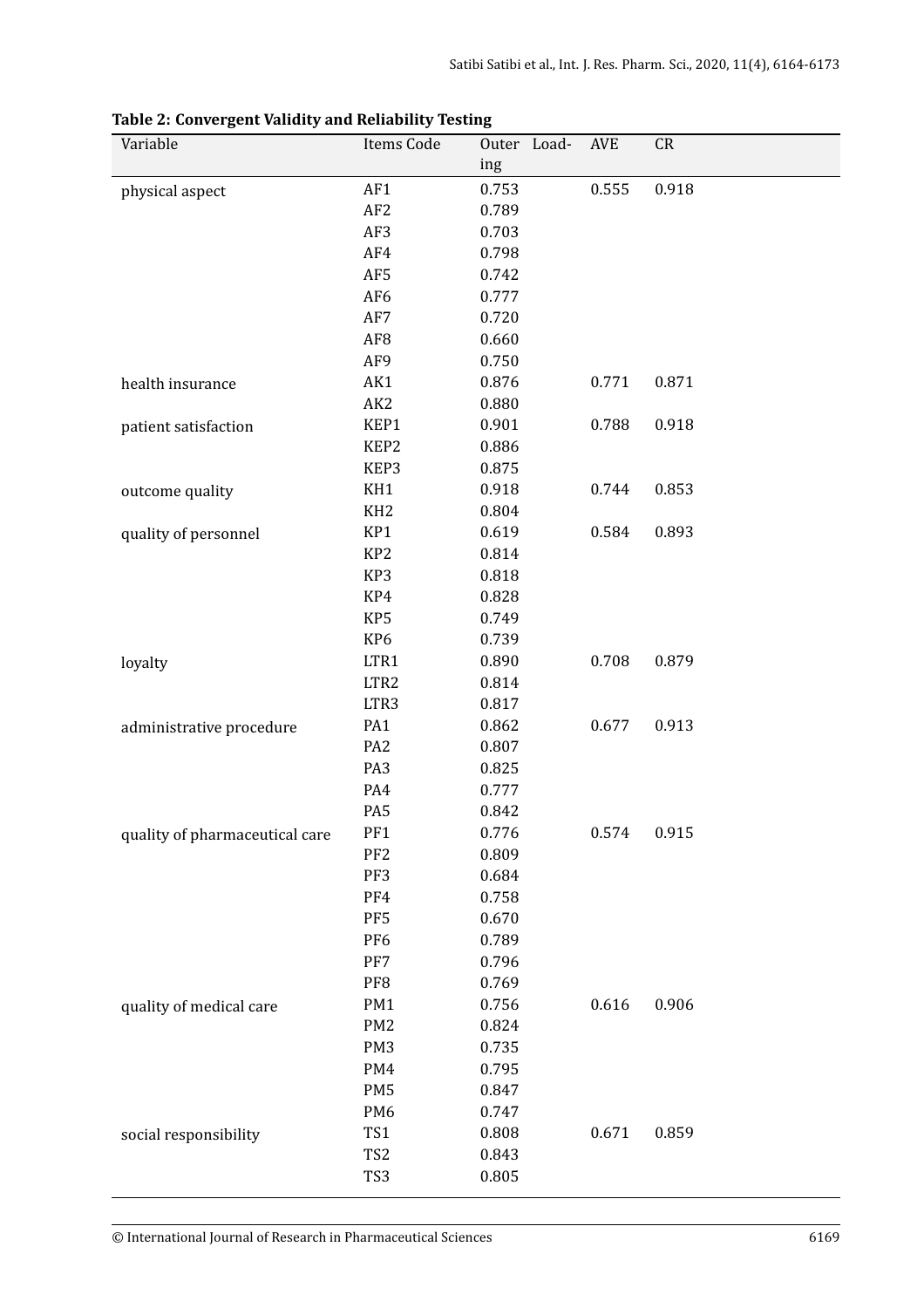**Table 2: Convergent Validity and Reliability Testing**

| Variable | Items Code | Outer Loading | AVE | CR |
|---|---|---|---|---|
| physical aspect | AF1 | 0.753 | 0.555 | 0.918 |
| | AF2 | 0.789 | | |
| | AF3 | 0.703 | | |
| | AF4 | 0.798 | | |
| | AF5 | 0.742 | | |
| | AF6 | 0.777 | | |
| | AF7 | 0.720 | | |
| | AF8 | 0.660 | | |
| | AF9 | 0.750 | | |
| health insurance | AK1 | 0.876 | 0.771 | 0.871 |
| | AK2 | 0.880 | | |
| patient satisfaction | KEP1 | 0.901 | 0.788 | 0.918 |
| | KEP2 | 0.886 | | |
| | KEP3 | 0.875 | | |
| outcome quality | KH1 | 0.918 | 0.744 | 0.853 |
| | KH2 | 0.804 | | |
| quality of personnel | KP1 | 0.619 | 0.584 | 0.893 |
| | KP2 | 0.814 | | |
| | KP3 | 0.818 | | |
| | KP4 | 0.828 | | |
| | KP5 | 0.749 | | |
| | KP6 | 0.739 | | |
| loyalty | LTR1 | 0.890 | 0.708 | 0.879 |
| | LTR2 | 0.814 | | |
| | LTR3 | 0.817 | | |
| administrative procedure | PA1 | 0.862 | 0.677 | 0.913 |
| | PA2 | 0.807 | | |
| | PA3 | 0.825 | | |
| | PA4 | 0.777 | | |
| | PA5 | 0.842 | | |
| quality of pharmaceutical care | PF1 | 0.776 | 0.574 | 0.915 |
| | PF2 | 0.809 | | |
| | PF3 | 0.684 | | |
| | PF4 | 0.758 | | |
| | PF5 | 0.670 | | |
| | PF6 | 0.789 | | |
| | PF7 | 0.796 | | |
| | PF8 | 0.769 | | |
| quality of medical care | PM1 | 0.756 | 0.616 | 0.906 |
| | PM2 | 0.824 | | |
| | PM3 | 0.735 | | |
| | PM4 | 0.795 | | |
| | PM5 | 0.847 | | |
| | PM6 | 0.747 | | |
| social responsibility | TS1 | 0.808 | 0.671 | 0.859 |
| | TS2 | 0.843 | | |
| | TS3 | 0.805 | | |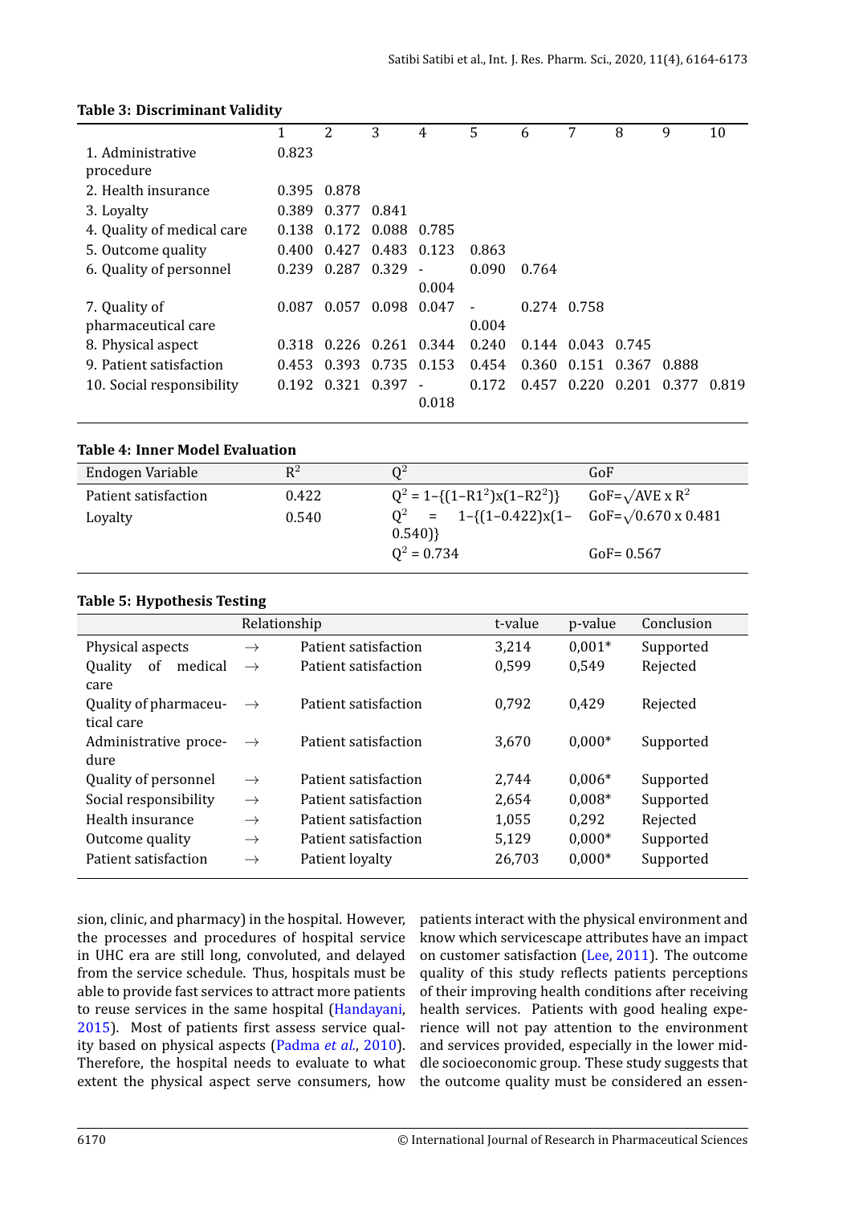**Table 3: Discriminant Validity**

| | 1 | 2 | 3 | 4 | 5 | 6 | 7 | 8 | 9 | 10 |
|---|---|---|---|---|---|---|---|---|---|---|
| 1. Administrative procedure | 0.823 | | | | | | | | | |
| 2. Health insurance | 0.395 | 0.878 | | | | | | | | |
| 3. Loyalty | 0.389 | 0.377 | 0.841 | | | | | | | |
| 4. Quality of medical care | 0.138 | 0.172 | 0.088 | 0.785 | | | | | | |
| 5. Outcome quality | 0.400 | 0.427 | 0.483 | 0.123 | 0.863 | | | | | |
| 6. Quality of personnel | 0.239 | 0.287 | 0.329 | -0.004 | 0.090 | 0.764 | | | | |
| 7. Quality of pharmaceutical care | 0.087 | 0.057 | 0.098 | 0.047 | -0.004 | 0.274 | 0.758 | | | |
| 8. Physical aspect | 0.318 | 0.226 | 0.261 | 0.344 | 0.240 | 0.144 | 0.043 | 0.745 | | |
| 9. Patient satisfaction | 0.453 | 0.393 | 0.735 | 0.153 | 0.454 | 0.360 | 0.151 | 0.367 | 0.888 | |
| 10. Social responsibility | 0.192 | 0.321 | 0.397 | -0.018 | 0.172 | 0.457 | 0.220 | 0.201 | 0.377 | 0.819 |

**Table 4: Inner Model Evaluation**

| Endogen Variable | $R^2$ | $Q^2$ | GoF |
|---|---|---|---|
| Patient satisfaction | 0.422 | $Q^2 = 1-\{(1-R1^2)x(1-R2^2)\}$ | $GoF=\sqrt{AVE \times R^2}$ |
| Loyalty | 0.540 | $Q^2 = 1-\{(1-0.422)x(1-0.540)\}$ | $GoF=\sqrt{0.670 \times 0.481}$ |
| | | $Q^2 = 0.734$ | GoF= 0.567 |

**Table 5: Hypothesis Testing**

| Relationship | | | t-value | p-value | Conclusion |
|---|---|---|---|---|---|
| Physical aspects | → | Patient satisfaction | 3,214 | 0,001* | Supported |
| Quality of medical care | → | Patient satisfaction | 0,599 | 0,549 | Rejected |
| Quality of pharmaceutical care | → | Patient satisfaction | 0,792 | 0,429 | Rejected |
| Administrative procedure | → | Patient satisfaction | 3,670 | 0,000* | Supported |
| Quality of personnel | → | Patient satisfaction | 2,744 | 0,006* | Supported |
| Social responsibility | → | Patient satisfaction | 2,654 | 0,008* | Supported |
| Health insurance | → | Patient satisfaction | 1,055 | 0,292 | Rejected |
| Outcome quality | → | Patient satisfaction | 5,129 | 0,000* | Supported |
| Patient satisfaction | → | Patient loyalty | 26,703 | 0,000* | Supported |

sion, clinic, and pharmacy) in the hospital. However, the processes and procedures of hospital service in UHC era are still long, convoluted, and delayed from the service schedule. Thus, hospitals must be able to provide fast services to attract more patients to reuse services in the same hospital (Handayani, 2015). Most of patients first assess service quality based on physical aspects (Padma *et al.*, 2010). Therefore, the hospital needs to evaluate to what extent the physical aspect serve consumers, how patients interact with the physical environment and know which servicescape attributes have an impact on customer satisfaction (Lee, 2011). The outcome quality of this study reflects patients perceptions of their improving health conditions after receiving health services. Patients with good healing experience will not pay attention to the environment and services provided, especially in the lower middle socioeconomic group. These study suggests that the outcome quality must be considered an essen-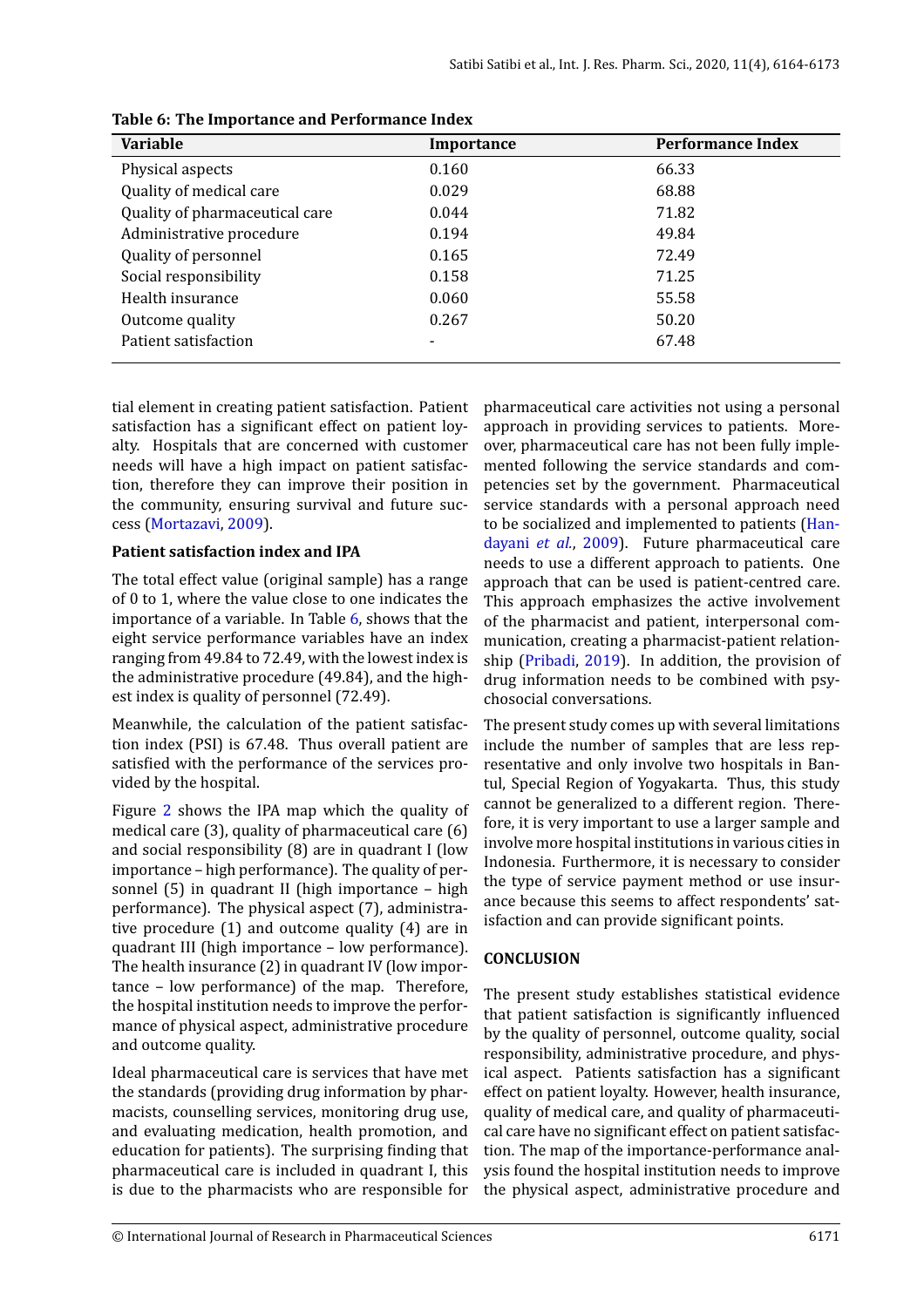**Table 6: The Importance and Performance Index**

| Variable | Importance | Performance Index |
|---|---|---|
| Physical aspects | 0.160 | 66.33 |
| Quality of medical care | 0.029 | 68.88 |
| Quality of pharmaceutical care | 0.044 | 71.82 |
| Administrative procedure | 0.194 | 49.84 |
| Quality of personnel | 0.165 | 72.49 |
| Social responsibility | 0.158 | 71.25 |
| Health insurance | 0.060 | 55.58 |
| Outcome quality | 0.267 | 50.20 |
| Patient satisfaction | - | 67.48 |

tial element in creating patient satisfaction. Patient satisfaction has a significant effect on patient loyalty. Hospitals that are concerned with customer needs will have a high impact on patient satisfaction, therefore they can improve their position in the community, ensuring survival and future success (Mortazavi, 2009).

**Patient satisfaction index and IPA**

The total effect value (original sample) has a range of 0 to 1, where the value close to one indicates the importance of a variable. In Table 6, shows that the eight service performance variables have an index ranging from 49.84 to 72.49, with the lowest index is the administrative procedure (49.84), and the highest index is quality of personnel (72.49).

Meanwhile, the calculation of the patient satisfaction index (PSI) is 67.48. Thus overall patient are satisfied with the performance of the services provided by the hospital.

Figure 2 shows the IPA map which the quality of medical care (3), quality of pharmaceutical care (6) and social responsibility (8) are in quadrant I (low importance – high performance). The quality of personnel (5) in quadrant II (high importance – high performance). The physical aspect (7), administrative procedure (1) and outcome quality (4) are in quadrant III (high importance – low performance). The health insurance (2) in quadrant IV (low importance – low performance) of the map. Therefore, the hospital institution needs to improve the performance of physical aspect, administrative procedure and outcome quality.

Ideal pharmaceutical care is services that have met the standards (providing drug information by pharmacists, counselling services, monitoring drug use, and evaluating medication, health promotion, and education for patients). The surprising finding that pharmaceutical care is included in quadrant I, this is due to the pharmacists who are responsible for pharmaceutical care activities not using a personal approach in providing services to patients. Moreover, pharmaceutical care has not been fully implemented following the service standards and competencies set by the government. Pharmaceutical service standards with a personal approach need to be socialized and implemented to patients (Handayani *et al.*, 2009). Future pharmaceutical care needs to use a different approach to patients. One approach that can be used is patient-centred care. This approach emphasizes the active involvement of the pharmacist and patient, interpersonal communication, creating a pharmacist-patient relationship (Pribadi, 2019). In addition, the provision of drug information needs to be combined with psychosocial conversations.

The present study comes up with several limitations include the number of samples that are less representative and only involve two hospitals in Bantul, Special Region of Yogyakarta. Thus, this study cannot be generalized to a different region. Therefore, it is very important to use a larger sample and involve more hospital institutions in various cities in Indonesia. Furthermore, it is necessary to consider the type of service payment method or use insurance because this seems to affect respondents' satisfaction and can provide significant points.

## CONCLUSION

The present study establishes statistical evidence that patient satisfaction is significantly influenced by the quality of personnel, outcome quality, social responsibility, administrative procedure, and physical aspect. Patients satisfaction has a significant effect on patient loyalty. However, health insurance, quality of medical care, and quality of pharmaceutical care have no significant effect on patient satisfaction. The map of the importance-performance analysis found the hospital institution needs to improve the physical aspect, administrative procedure and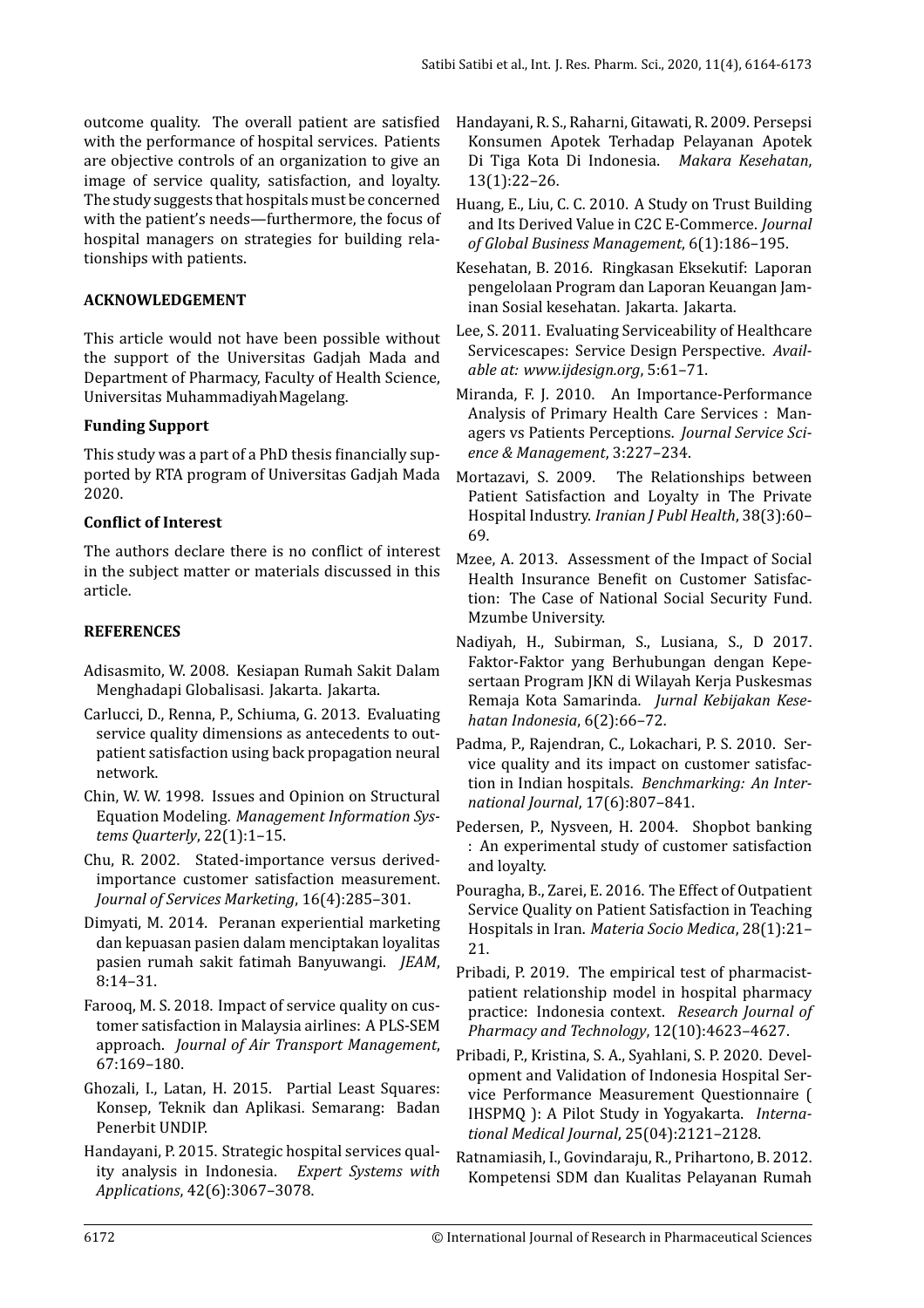outcome quality. The overall patient are satisfied with the performance of hospital services. Patients are objective controls of an organization to give an image of service quality, satisfaction, and loyalty. The study suggests that hospitals must be concerned with the patient's needs—furthermore, the focus of hospital managers on strategies for building relationships with patients.

## ACKNOWLEDGEMENT

This article would not have been possible without the support of the Universitas Gadjah Mada and Department of Pharmacy, Faculty of Health Science, Universitas MuhammadiyahMagelang.

### Funding Support

This study was a part of a PhD thesis financially supported by RTA program of Universitas Gadjah Mada 2020.

### Conflict of Interest

The authors declare there is no conflict of interest in the subject matter or materials discussed in this article.

## REFERENCES

Adisasmito, W. 2008. Kesiapan Rumah Sakit Dalam Menghadapi Globalisasi. Jakarta. Jakarta.

Carlucci, D., Renna, P., Schiuma, G. 2013. Evaluating service quality dimensions as antecedents to outpatient satisfaction using back propagation neural network.

Chin, W. W. 1998. Issues and Opinion on Structural Equation Modeling. *Management Information Systems Quarterly*, 22(1):1–15.

Chu, R. 2002. Stated-importance versus derived-importance customer satisfaction measurement. *Journal of Services Marketing*, 16(4):285–301.

Dimyati, M. 2014. Peranan experiential marketing dan kepuasan pasien dalam menciptakan loyalitas pasien rumah sakit fatimah Banyuwangi. *JEAM*, 8:14–31.

Farooq, M. S. 2018. Impact of service quality on customer satisfaction in Malaysia airlines: A PLS-SEM approach. *Journal of Air Transport Management*, 67:169–180.

Ghozali, I., Latan, H. 2015. Partial Least Squares: Konsep, Teknik dan Aplikasi. Semarang: Badan Penerbit UNDIP.

Handayani, P. 2015. Strategic hospital services quality analysis in Indonesia. *Expert Systems with Applications*, 42(6):3067–3078.

Handayani, R. S., Raharni, Gitawati, R. 2009. Persepsi Konsumen Apotek Terhadap Pelayanan Apotek Di Tiga Kota Di Indonesia. *Makara Kesehatan*, 13(1):22–26.

Huang, E., Liu, C. C. 2010. A Study on Trust Building and Its Derived Value in C2C E-Commerce. *Journal of Global Business Management*, 6(1):186–195.

Kesehatan, B. 2016. Ringkasan Eksekutif: Laporan pengelolaan Program dan Laporan Keuangan Jaminan Sosial kesehatan. Jakarta. Jakarta.

Lee, S. 2011. Evaluating Serviceability of Healthcare Servicescapes: Service Design Perspective. *Available at: www.ijdesign.org*, 5:61–71.

Miranda, F. J. 2010. An Importance-Performance Analysis of Primary Health Care Services : Managers vs Patients Perceptions. *Journal Service Science & Management*, 3:227–234.

Mortazavi, S. 2009. The Relationships between Patient Satisfaction and Loyalty in The Private Hospital Industry. *Iranian J Publ Health*, 38(3):60–69.

Mzee, A. 2013. Assessment of the Impact of Social Health Insurance Benefit on Customer Satisfaction: The Case of National Social Security Fund. Mzumbe University.

Nadiyah, H., Subirman, S., Lusiana, S., D 2017. Faktor-Faktor yang Berhubungan dengan Kepesertaan Program JKN di Wilayah Kerja Puskesmas Remaja Kota Samarinda. *Jurnal Kebijakan Kesehatan Indonesia*, 6(2):66–72.

Padma, P., Rajendran, C., Lokachari, P. S. 2010. Service quality and its impact on customer satisfaction in Indian hospitals. *Benchmarking: An International Journal*, 17(6):807–841.

Pedersen, P., Nysveen, H. 2004. Shopbot banking : An experimental study of customer satisfaction and loyalty.

Pouragha, B., Zarei, E. 2016. The Effect of Outpatient Service Quality on Patient Satisfaction in Teaching Hospitals in Iran. *Materia Socio Medica*, 28(1):21–21.

Pribadi, P. 2019. The empirical test of pharmacist-patient relationship model in hospital pharmacy practice: Indonesia context. *Research Journal of Pharmacy and Technology*, 12(10):4623–4627.

Pribadi, P., Kristina, S. A., Syahlani, S. P. 2020. Development and Validation of Indonesia Hospital Service Performance Measurement Questionnaire ( IHSPMQ ): A Pilot Study in Yogyakarta. *International Medical Journal*, 25(04):2121–2128.

Ratnamiasih, I., Govindaraju, R., Prihartono, B. 2012. Kompetensi SDM dan Kualitas Pelayanan Rumah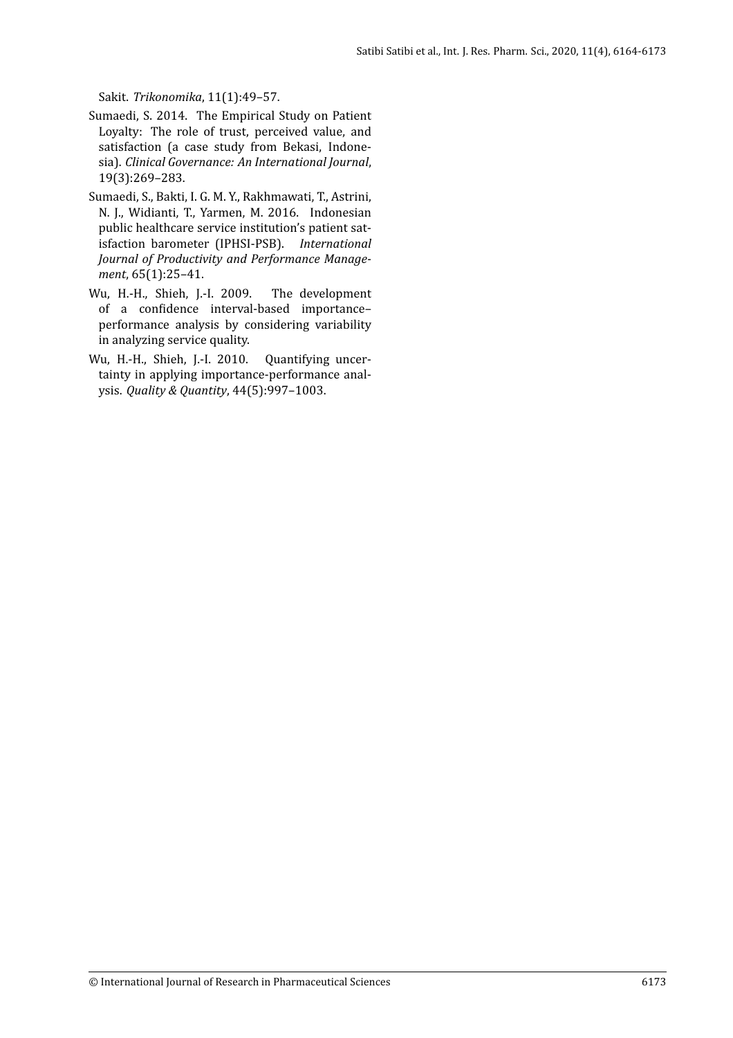Sakit. *Trikonomika*, 11(1):49–57.

Sumaedi, S. 2014. The Empirical Study on Patient Loyalty: The role of trust, perceived value, and satisfaction (a case study from Bekasi, Indonesia). *Clinical Governance: An International Journal*, 19(3):269–283.

Sumaedi, S., Bakti, I. G. M. Y., Rakhmawati, T., Astrini, N. J., Widianti, T., Yarmen, M. 2016. Indonesian public healthcare service institution's patient satisfaction barometer (IPHSI-PSB). *International Journal of Productivity and Performance Management*, 65(1):25–41.

Wu, H.-H., Shieh, J.-I. 2009. The development of a confidence interval-based importance–performance analysis by considering variability in analyzing service quality.

Wu, H.-H., Shieh, J.-I. 2010. Quantifying uncertainty in applying importance-performance analysis. *Quality & Quantity*, 44(5):997–1003.